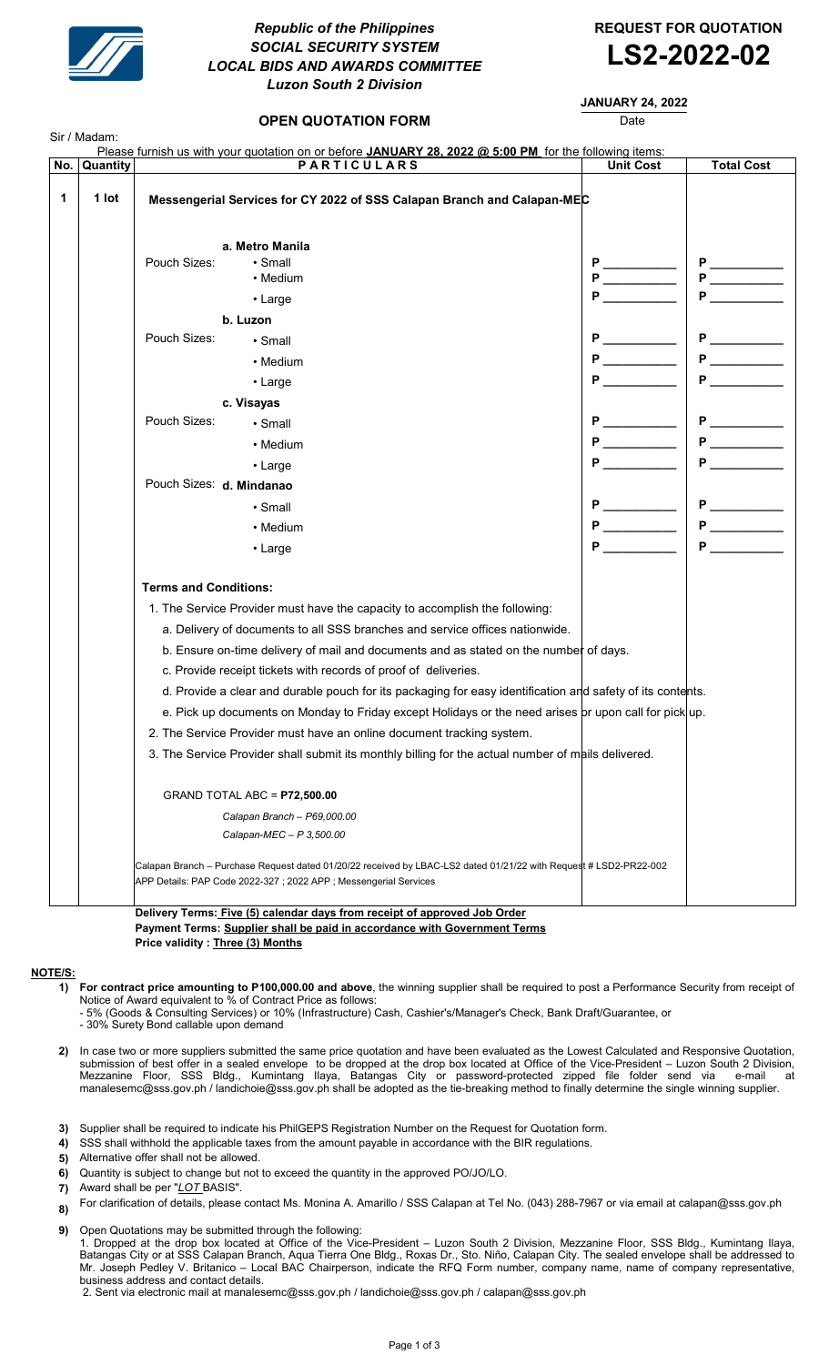*Republic of the Philippines*
*SOCIAL SECURITY SYSTEM*
*LOCAL BIDS AND AWARDS COMMITTEE*
*Luzon South 2 Division*

**REQUEST FOR QUOTATION**
# LS2-2022-02

**JANUARY 24, 2022**
Date

## OPEN QUOTATION FORM

Sir / Madam:

Please furnish us with your quotation on or before **JANUARY 28, 2022 @ 5:00 PM** for the following items:

| No. | Quantity | PARTICULARS | Unit Cost | Total Cost |
|---|---|---|---|---|
| 1 | 1 lot | **Messengerial Services for CY 2022 of SSS Calapan Branch and Calapan-MEC** | | |
| | | **a. Metro Manila** | | |
| | | Pouch Sizes: • Small | P ________ | P ________ |
| | | • Medium | P ________ | P ________ |
| | | • Large | P ________ | P ________ |
| | | **b. Luzon** | | |
| | | Pouch Sizes: • Small | P ________ | P ________ |
| | | • Medium | P ________ | P ________ |
| | | • Large | P ________ | P ________ |
| | | **c. Visayas** | | |
| | | Pouch Sizes: • Small | P ________ | P ________ |
| | | • Medium | P ________ | P ________ |
| | | • Large | P ________ | P ________ |
| | | Pouch Sizes: **d. Mindanao** | | |
| | | • Small | P ________ | P ________ |
| | | • Medium | P ________ | P ________ |
| | | • Large | P ________ | P ________ |
| | | **Terms and Conditions:** | | |
| | | 1. The Service Provider must have the capacity to accomplish the following: | | |
| | | a. Delivery of documents to all SSS branches and service offices nationwide. | | |
| | | b. Ensure on-time delivery of mail and documents and as stated on the number of days. | | |
| | | c. Provide receipt tickets with records of proof of deliveries. | | |
| | | d. Provide a clear and durable pouch for its packaging for easy identification and safety of its contents. | | |
| | | e. Pick up documents on Monday to Friday except Holidays or the need arises or upon call for pick up. | | |
| | | 2. The Service Provider must have an online document tracking system. | | |
| | | 3. The Service Provider shall submit its monthly billing for the actual number of mails delivered. | | |
| | | GRAND TOTAL ABC = **P72,500.00** | | |
| | | *Calapan Branch – P69,000.00* | | |
| | | *Calapan-MEC – P 3,500.00* | | |
| | | Calapan Branch – Purchase Request dated 01/20/22 received by LBAC-LS2 dated 01/21/22 with Request # LSD2-PR22-002 | | |
| | | APP Details: PAP Code 2022-327 ; 2022 APP ; Messengerial Services | | |

**Delivery Terms: Five (5) calendar days from receipt of approved Job Order**
**Payment Terms: Supplier shall be paid in accordance with Government Terms**
**Price validity : Three (3) Months**

**NOTE/S:**

1) **For contract price amounting to P100,000.00 and above**, the winning supplier shall be required to post a Performance Security from receipt of Notice of Award equivalent to % of Contract Price as follows:
   - 5% (Goods & Consulting Services) or 10% (Infrastructure) Cash, Cashier's/Manager's Check, Bank Draft/Guarantee, or
   - 30% Surety Bond callable upon demand

2) In case two or more suppliers submitted the same price quotation and have been evaluated as the Lowest Calculated and Responsive Quotation, submission of best offer in a sealed envelope to be dropped at the drop box located at Office of the Vice-President – Luzon South 2 Division, Mezzanine Floor, SSS Bldg., Kumintang Ilaya, Batangas City or password-protected zipped file folder send via e-mail at manalesemc@sss.gov.ph / landichoie@sss.gov.ph shall be adopted as the tie-breaking method to finally determine the single winning supplier.

3) Supplier shall be required to indicate his PhilGEPS Registration Number on the Request for Quotation form.

4) SSS shall withhold the applicable taxes from the amount payable in accordance with the BIR regulations.

5) Alternative offer shall not be allowed.

6) Quantity is subject to change but not to exceed the quantity in the approved PO/JO/LO.

7) Award shall be per "*LOT* BASIS".

8) For clarification of details, please contact Ms. Monina A. Amarillo / SSS Calapan at Tel No. (043) 288-7967 or via email at calapan@sss.gov.ph

9) Open Quotations may be submitted through the following:
   1. Dropped at the drop box located at Office of the Vice-President – Luzon South 2 Division, Mezzanine Floor, SSS Bldg., Kumintang Ilaya, Batangas City or at SSS Calapan Branch, Aqua Tierra One Bldg., Roxas Dr., Sto. Niño, Calapan City. The sealed envelope shall be addressed to Mr. Joseph Pedley V. Britanico – Local BAC Chairperson, indicate the RFQ Form number, company name, name of company representative, business address and contact details.
   2. Sent via electronic mail at manalesemc@sss.gov.ph / landichoie@sss.gov.ph / calapan@sss.gov.ph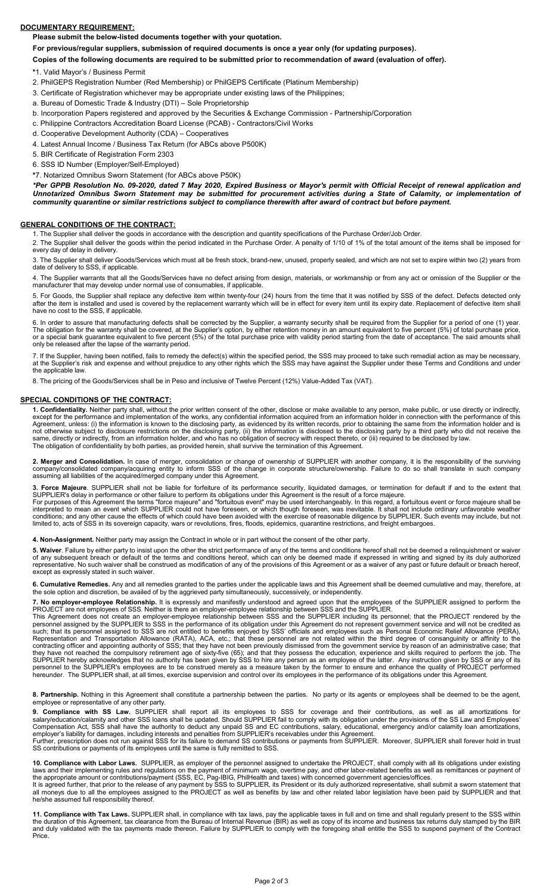## DOCUMENTARY REQUIREMENT:

**Please submit the below-listed documents together with your quotation.**

**For previous/regular suppliers, submission of required documents is once a year only (for updating purposes).**

**Copies of the following documents are required to be submitted prior to recommendation of award (evaluation of offer).**

*1. Valid Mayor's / Business Permit

2. PhilGEPS Registration Number (Red Membership) or PhilGEPS Certificate (Platinum Membership)

3. Certificate of Registration whichever may be appropriate under existing laws of the Philippines;

a. Bureau of Domestic Trade & Industry (DTI) – Sole Proprietorship

b. Incorporation Papers registered and approved by the Securities & Exchange Commission - Partnership/Corporation

c. Philippine Contractors Accreditation Board License (PCAB) - Contractors/Civil Works

d. Cooperative Development Authority (CDA) – Cooperatives

4. Latest Annual Income / Business Tax Return (for ABCs above P500K)

5. BIR Certificate of Registration Form 2303

6. SSS ID Number (Employer/Self-Employed)

*7. Notarized Omnibus Sworn Statement (for ABCs above P50K)

***Per GPPB Resolution No. 09-2020, dated 7 May 2020, Expired Business or Mayor's permit with Official Receipt of renewal application and Unnotarized Omnibus Sworn Statement may be submitted for procurement activities during a State of Calamity, or implementation of community quarantine or similar restrictions subject to compliance therewith after award of contract but before payment.***

## GENERAL CONDITIONS OF THE CONTRACT:

1. The Supplier shall deliver the goods in accordance with the description and quantity specifications of the Purchase Order/Job Order.

2. The Supplier shall deliver the goods within the period indicated in the Purchase Order. A penalty of 1/10 of 1% of the total amount of the items shall be imposed for every day of delay in delivery.

3. The Supplier shall deliver Goods/Services which must all be fresh stock, brand-new, unused, properly sealed, and which are not set to expire within two (2) years from date of delivery to SSS, if applicable.

4. The Supplier warrants that all the Goods/Services have no defect arising from design, materials, or workmanship or from any act or omission of the Supplier or the manufacturer that may develop under normal use of consumables, if applicable.

5. For Goods, the Supplier shall replace any defective item within twenty-four (24) hours from the time that it was notified by SSS of the defect. Defects detected only after the item is installed and used is covered by the replacement warranty which will be in effect for every item until its expiry date. Replacement of defective item shall have no cost to the SSS, if applicable.

6. In order to assure that manufacturing defects shall be corrected by the Supplier, a warranty security shall be required from the Supplier for a period of one (1) year. The obligation for the warranty shall be covered, at the Supplier's option, by either retention money in an amount equivalent to five percent (5%) of total purchase price, or a special bank guarantee equivalent to five percent (5%) of the total purchase price with validity period starting from the date of acceptance. The said amounts shall only be released after the lapse of the warranty period.

7. If the Supplier, having been notified, fails to remedy the defect(s) within the specified period, the SSS may proceed to take such remedial action as may be necessary, at the Supplier's risk and expense and without prejudice to any other rights which the SSS may have against the Supplier under these Terms and Conditions and under the applicable law.

8. The pricing of the Goods/Services shall be in Peso and inclusive of Twelve Percent (12%) Value-Added Tax (VAT).

## SPECIAL CONDITIONS OF THE CONTRACT:

**1. Confidentiality.** Neither party shall, without the prior written consent of the other, disclose or make available to any person, make public, or use directly or indirectly, except for the performance and implementation of the works, any confidential information acquired from an information holder in connection with the performance of this Agreement, unless: (i) the information is known to the disclosing party, as evidenced by its written records, prior to obtaining the same from the information holder and is not otherwise subject to disclosure restrictions on the disclosing party, (ii) the information is disclosed to the disclosing party by a third party who did not receive the same, directly or indirectly, from an information holder, and who has no obligation of secrecy with respect thereto, or (iii) required to be disclosed by law.
The obligation of confidentiality by both parties, as provided herein, shall survive the termination of this Agreement.

**2. Merger and Consolidation.** In case of merger, consolidation or change of ownership of SUPPLIER with another company, it is the responsibility of the surviving company/consolidated company/acquiring entity to inform SSS of the change in corporate structure/ownership. Failure to do so shall translate in such company assuming all liabilities of the acquired/merged company under this Agreement.

**3. Force Majeure**. SUPPLIER shall not be liable for forfeiture of its performance security, liquidated damages, or termination for default if and to the extent that SUPPLIER's delay in performance or other failure to perform its obligations under this Agreement is the result of a force majeure.
For purposes of this Agreement the terms "force majeure" and "fortuitous event" may be used interchangeably. In this regard, a fortuitous event or force majeure shall be interpreted to mean an event which SUPPLIER could not have foreseen, or which though foreseen, was inevitable. It shall not include ordinary unfavorable weather conditions; and any other cause the effects of which could have been avoided with the exercise of reasonable diligence by SUPPLIER. Such events may include, but not limited to, acts of SSS in its sovereign capacity, wars or revolutions, fires, floods, epidemics, quarantine restrictions, and freight embargoes.

**4. Non-Assignment.** Neither party may assign the Contract in whole or in part without the consent of the other party.

**5. Waiver**. Failure by either party to insist upon the other the strict performance of any of the terms and conditions hereof shall not be deemed a relinquishment or waiver of any subsequent breach or default of the terms and conditions hereof, which can only be deemed made if expressed in writing and signed by its duly authorized representative. No such waiver shall be construed as modification of any of the provisions of this Agreement or as a waiver of any past or future default or breach hereof, except as expressly stated in such waiver.

**6. Cumulative Remedies.** Any and all remedies granted to the parties under the applicable laws and this Agreement shall be deemed cumulative and may, therefore, at the sole option and discretion, be availed of by the aggrieved party simultaneously, successively, or independently.

**7. No employer-employee Relationship.** It is expressly and manifestly understood and agreed upon that the employees of the SUPPLIER assigned to perform the PROJECT are not employees of SSS. Neither is there an employer-employee relationship between SSS and the SUPPLIER.
This Agreement does not create an employer-employee relationship between SSS and the SUPPLIER including its personnel; that the PROJECT rendered by the personnel assigned by the SUPPLIER to SSS in the performance of its obligation under this Agreement do not represent government service and will not be credited as such; that its personnel assigned to SSS are not entitled to benefits enjoyed by SSS' officials and employees such as Personal Economic Relief Allowance (PERA), Representation and Transportation Allowance (RATA), ACA, etc.; that these personnel are not related within the third degree of consanguinity or affinity to the contracting officer and appointing authority of SSS; that they have not been previously dismissed from the government service by reason of an administrative case; that they have not reached the compulsory retirement age of sixty-five (65); and that they possess the education, experience and skills required to perform the job. The SUPPLIER hereby acknowledges that no authority has been given by SSS to hire any person as an employee of the latter. Any instruction given by SSS or any of its personnel to the SUPPLIER's employees are to be construed merely as a measure taken by the former to ensure and enhance the quality of PROJECT performed hereunder. The SUPPLIER shall, at all times, exercise supervision and control over its employees in the performance of its obligations under this Agreement.

**8. Partnership.** Nothing in this Agreement shall constitute a partnership between the parties. No party or its agents or employees shall be deemed to be the agent, employee or representative of any other party.

**9. Compliance with SS Law.** SUPPLIER shall report all its employees to SSS for coverage and their contributions, as well as all amortizations for salary/education/calamity and other SSS loans shall be updated. Should SUPPLIER fail to comply with its obligation under the provisions of the SS Law and Employees' Compensation Act, SSS shall have the authority to deduct any unpaid SS and EC contributions, salary, educational, emergency and/or calamity loan amortizations, employer's liability for damages, including interests and penalties from SUPPLIER's receivables under this Agreement.
Further, prescription does not run against SSS for its failure to demand SS contributions or payments from SUPPLIER. Moreover, SUPPLIER shall forever hold in trust SS contributions or payments of its employees until the same is fully remitted to SSS.

**10. Compliance with Labor Laws.** SUPPLIER, as employer of the personnel assigned to undertake the PROJECT, shall comply with all its obligations under existing laws and their implementing rules and regulations on the payment of minimum wage, overtime pay, and other labor-related benefits as well as remittances or payment of the appropriate amount or contributions/payment (SSS, EC, Pag-IBIG, PhilHealth and taxes) with concerned government agencies/offices.
It is agreed further, that prior to the release of any payment by SSS to SUPPLIER, its President or its duly authorized representative, shall submit a sworn statement that all moneys due to all the employees assigned to the PROJECT as well as benefits by law and other related labor legislation have been paid by SUPPLIER and that he/she assumed full responsibility thereof.

**11. Compliance with Tax Laws.** SUPPLIER shall, in compliance with tax laws, pay the applicable taxes in full and on time and shall regularly present to the SSS within the duration of this Agreement, tax clearance from the Bureau of Internal Revenue (BIR) as well as copy of its income and business tax returns duly stamped by the BIR and duly validated with the tax payments made thereon. Failure by SUPPLIER to comply with the foregoing shall entitle the SSS to suspend payment of the Contract Price.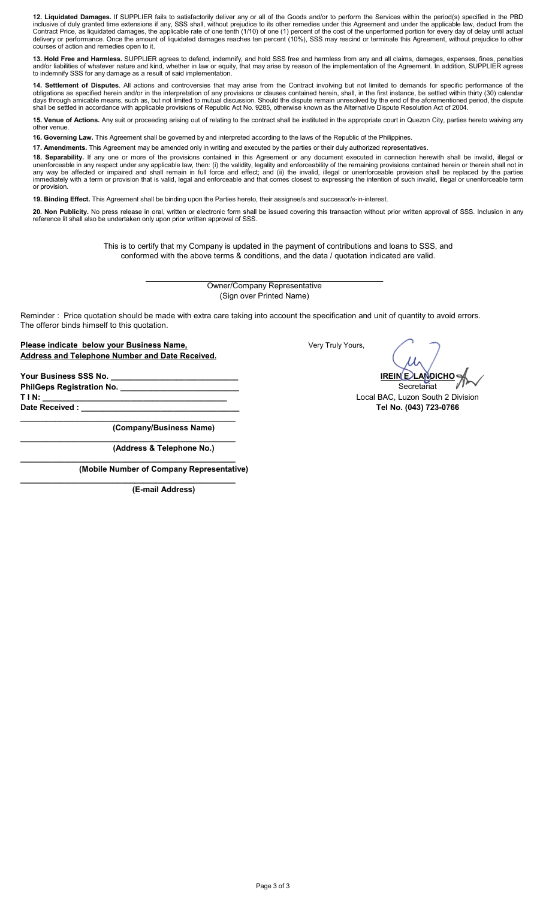**12. Liquidated Damages.** If SUPPLIER fails to satisfactorily deliver any or all of the Goods and/or to perform the Services within the period(s) specified in the PBD inclusive of duly granted time extensions if any, SSS shall, without prejudice to its other remedies under this Agreement and under the applicable law, deduct from the Contract Price, as liquidated damages, the applicable rate of one tenth (1/10) of one (1) percent of the cost of the unperformed portion for every day of delay until actual delivery or performance. Once the amount of liquidated damages reaches ten percent (10%), SSS may rescind or terminate this Agreement, without prejudice to other courses of action and remedies open to it.

**13. Hold Free and Harmless.** SUPPLIER agrees to defend, indemnify, and hold SSS free and harmless from any and all claims, damages, expenses, fines, penalties and/or liabilities of whatever nature and kind, whether in law or equity, that may arise by reason of the implementation of the Agreement. In addition, SUPPLIER agrees to indemnify SSS for any damage as a result of said implementation.

**14. Settlement of Disputes**. All actions and controversies that may arise from the Contract involving but not limited to demands for specific performance of the obligations as specified herein and/or in the interpretation of any provisions or clauses contained herein, shall, in the first instance, be settled within thirty (30) calendar days through amicable means, such as, but not limited to mutual discussion. Should the dispute remain unresolved by the end of the aforementioned period, the dispute shall be settled in accordance with applicable provisions of Republic Act No. 9285, otherwise known as the Alternative Dispute Resolution Act of 2004.

**15. Venue of Actions.** Any suit or proceeding arising out of relating to the contract shall be instituted in the appropriate court in Quezon City, parties hereto waiving any other venue.

**16. Governing Law.** This Agreement shall be governed by and interpreted according to the laws of the Republic of the Philippines.

**17. Amendments.** This Agreement may be amended only in writing and executed by the parties or their duly authorized representatives.

**18. Separability.** If any one or more of the provisions contained in this Agreement or any document executed in connection herewith shall be invalid, illegal or unenforceable in any respect under any applicable law, then: (i) the validity, legality and enforceability of the remaining provisions contained herein or therein shall not in any way be affected or impaired and shall remain in full force and effect; and (ii) the invalid, illegal or unenforceable provision shall be replaced by the parties immediately with a term or provision that is valid, legal and enforceable and that comes closest to expressing the intention of such invalid, illegal or unenforceable term or provision.

**19. Binding Effect.** This Agreement shall be binding upon the Parties hereto, their assignee/s and successor/s-in-interest.

**20. Non Publicity.** No press release in oral, written or electronic form shall be issued covering this transaction without prior written approval of SSS. Inclusion in any reference lit shall also be undertaken only upon prior written approval of SSS.

This is to certify that my Company is updated in the payment of contributions and loans to SSS, and conformed with the above terms & conditions, and the data / quotation indicated are valid.

\_\_\_\_\_\_\_\_\_\_\_\_\_\_\_\_\_\_\_\_\_\_\_\_\_\_\_\_\_\_\_\_\_\_\_\_\_\_\_\_

Owner/Company Representative
(Sign over Printed Name)

Reminder : Price quotation should be made with extra care taking into account the specification and unit of quantity to avoid errors. The offeror binds himself to this quotation.

**Please indicate below your Business Name, Address and Telephone Number and Date Received.**

**Your Business SSS No.** \_\_\_\_\_\_\_\_\_\_\_\_\_\_\_\_\_\_\_\_\_\_\_\_\_\_\_\_

**PhilGeps Registration No.** \_\_\_\_\_\_\_\_\_\_\_\_\_\_\_\_\_\_\_\_\_\_\_\_\_\_

**T I N:** \_\_\_\_\_\_\_\_\_\_\_\_\_\_\_\_\_\_\_\_\_\_\_\_\_\_\_\_\_\_\_\_\_\_\_\_\_\_\_\_

**Date Received :** \_\_\_\_\_\_\_\_\_\_\_\_\_\_\_\_\_\_\_\_\_\_\_\_\_\_\_\_\_\_\_\_\_\_\_

\_\_\_\_\_\_\_\_\_\_\_\_\_\_\_\_\_\_\_\_\_\_\_\_\_\_\_\_\_\_\_\_\_\_\_\_\_\_\_\_\_\_\_\_\_

**(Company/Business Name)**

\_\_\_\_\_\_\_\_\_\_\_\_\_\_\_\_\_\_\_\_\_\_\_\_\_\_\_\_\_\_\_\_\_\_\_\_\_\_\_\_\_\_\_\_\_

**(Address & Telephone No.)**

\_\_\_\_\_\_\_\_\_\_\_\_\_\_\_\_\_\_\_\_\_\_\_\_\_\_\_\_\_\_\_\_\_\_\_\_\_\_\_\_\_\_\_\_\_

**(Mobile Number of Company Representative)**

\_\_\_\_\_\_\_\_\_\_\_\_\_\_\_\_\_\_\_\_\_\_\_\_\_\_\_\_\_\_\_\_\_\_\_\_\_\_\_\_\_\_\_\_\_

**(E-mail Address)**

Very Truly Yours,

**IREIN E. LANDICHO**
Secretariat
Local BAC, Luzon South 2 Division
**Tel No. (043) 723-0766**